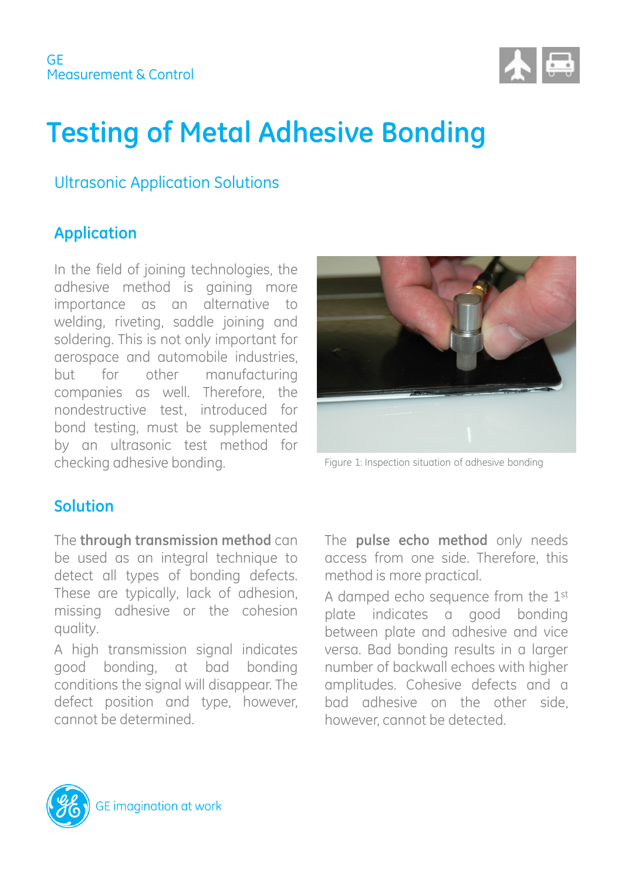GE
Measurement & Control

# Testing of Metal Adhesive Bonding

## Ultrasonic Application Solutions

### Application

In the field of joining technologies, the adhesive method is gaining more importance as an alternative to welding, riveting, saddle joining and soldering. This is not only important for aerospace and automobile industries, but for other manufacturing companies as well. Therefore, the nondestructive test, introduced for bond testing, must be supplemented by an ultrasonic test method for checking adhesive bonding.

Figure 1: Inspection situation of adhesive bonding

### Solution

The **through transmission method** can be used as an integral technique to detect all types of bonding defects. These are typically, lack of adhesion, missing adhesive or the cohesion quality.

A high transmission signal indicates good bonding, at bad bonding conditions the signal will disappear. The defect position and type, however, cannot be determined.

The **pulse echo method** only needs access from one side. Therefore, this method is more practical.

A damped echo sequence from the 1st plate indicates a good bonding between plate and adhesive and vice versa. Bad bonding results in a larger number of backwall echoes with higher amplitudes. Cohesive defects and a bad adhesive on the other side, however, cannot be detected.

GE imagination at work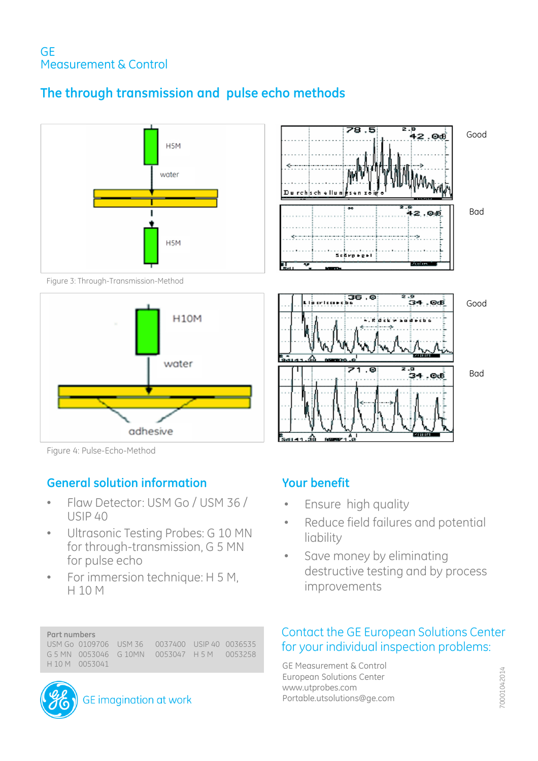GE
Measurement & Control

## The through transmission and pulse echo methods

H5M

water

H5M

Figure 3: Through-Transmission-Method

Good

Bad

H10M

water

adhesive

Figure 4: Pulse-Echo-Method

Good

Bad

## General solution information

- Flaw Detector: USM Go / USM 36 / USIP 40
- Ultrasonic Testing Probes: G 10 MN for through-transmission, G 5 MN for pulse echo
- For immersion technique: H 5 M, H 10 M

## Your benefit

- Ensure high quality
- Reduce field failures and potential liability
- Save money by eliminating destructive testing and by process improvements

**Part numbers**

| | | | | | | | |
|---|---|---|---|---|---|---|---|
| USM Go | 0109706 | USM 36 | 0037400 | USIP 40 | 0036535 | | |
| G 5 MN | 0053046 | G 10MN | 0053047 | H 5 M | 0053258 | | |
| H 10 M | 0053041 | | | | | | |

GE imagination at work

## Contact the GE European Solutions Center for your individual inspection problems:

GE Measurement & Control
European Solutions Center
www.utprobes.com
Portable.utsolutions@ge.com

70001042014